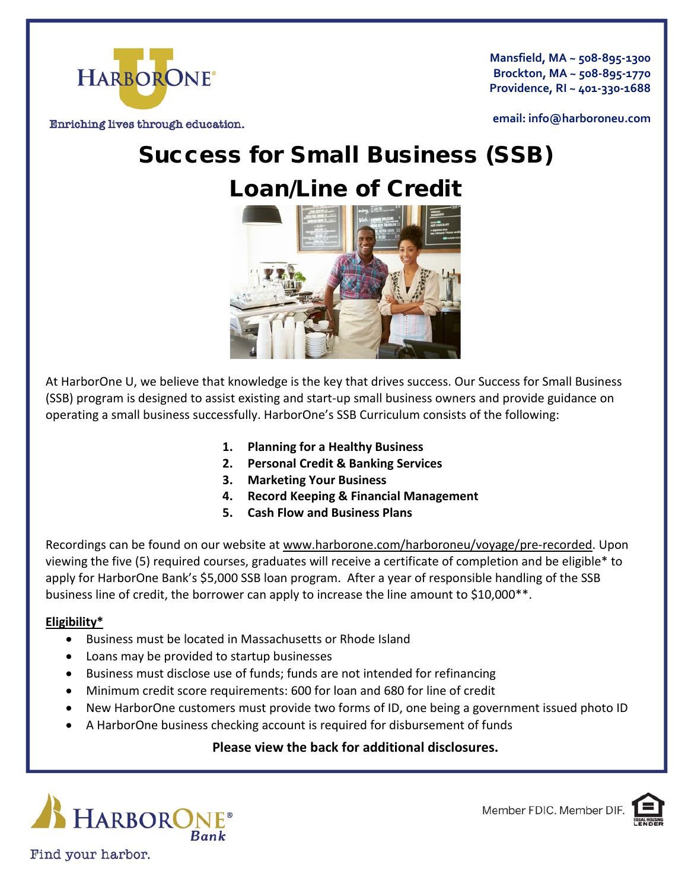HarborOne U

Enriching lives through education.

**Mansfield, MA ~ 508-895-1300**
**Brockton, MA ~ 508-895-1770**
**Providence, RI ~ 401-330-1688**

**email: info@harboroneu.com**

# Success for Small Business (SSB) Loan/Line of Credit

At HarborOne U, we believe that knowledge is the key that drives success. Our Success for Small Business (SSB) program is designed to assist existing and start-up small business owners and provide guidance on operating a small business successfully. HarborOne's SSB Curriculum consists of the following:

1. **Planning for a Healthy Business**
2. **Personal Credit & Banking Services**
3. **Marketing Your Business**
4. **Record Keeping & Financial Management**
5. **Cash Flow and Business Plans**

Recordings can be found on our website at www.harborone.com/harboroneu/voyage/pre-recorded. Upon viewing the five (5) required courses, graduates will receive a certificate of completion and be eligible* to apply for HarborOne Bank's $5,000 SSB loan program. After a year of responsible handling of the SSB business line of credit, the borrower can apply to increase the line amount to $10,000**.

**Eligibility***

- Business must be located in Massachusetts or Rhode Island
- Loans may be provided to startup businesses
- Business must disclose use of funds; funds are not intended for refinancing
- Minimum credit score requirements: 600 for loan and 680 for line of credit
- New HarborOne customers must provide two forms of ID, one being a government issued photo ID
- A HarborOne business checking account is required for disbursement of funds

**Please view the back for additional disclosures.**

HarborOne Bank

Find your harbor.

Member FDIC. Member DIF. Equal Housing Lender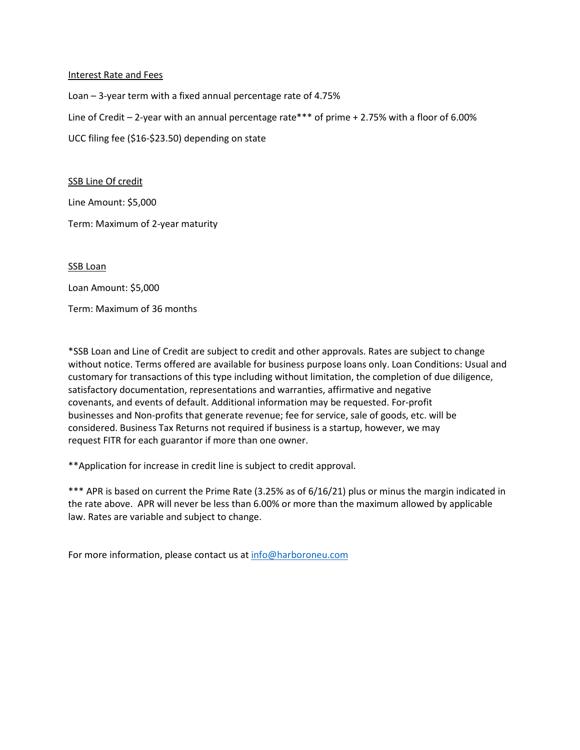Interest Rate and Fees

Loan – 3-year term with a fixed annual percentage rate of 4.75%

Line of Credit – 2-year with an annual percentage rate*** of prime + 2.75% with a floor of 6.00%

UCC filing fee ($16-$23.50) depending on state

SSB Line Of credit

Line Amount: $5,000

Term: Maximum of 2-year maturity

SSB Loan

Loan Amount: $5,000

Term: Maximum of 36 months

*SSB Loan and Line of Credit are subject to credit and other approvals. Rates are subject to change without notice. Terms offered are available for business purpose loans only. Loan Conditions: Usual and customary for transactions of this type including without limitation, the completion of due diligence, satisfactory documentation, representations and warranties, affirmative and negative covenants, and events of default. Additional information may be requested. For-profit businesses and Non-profits that generate revenue; fee for service, sale of goods, etc. will be considered. Business Tax Returns not required if business is a startup, however, we may request FITR for each guarantor if more than one owner.

**Application for increase in credit line is subject to credit approval.

*** APR is based on current the Prime Rate (3.25% as of 6/16/21) plus or minus the margin indicated in the rate above. APR will never be less than 6.00% or more than the maximum allowed by applicable law. Rates are variable and subject to change.

For more information, please contact us at info@harboroneu.com